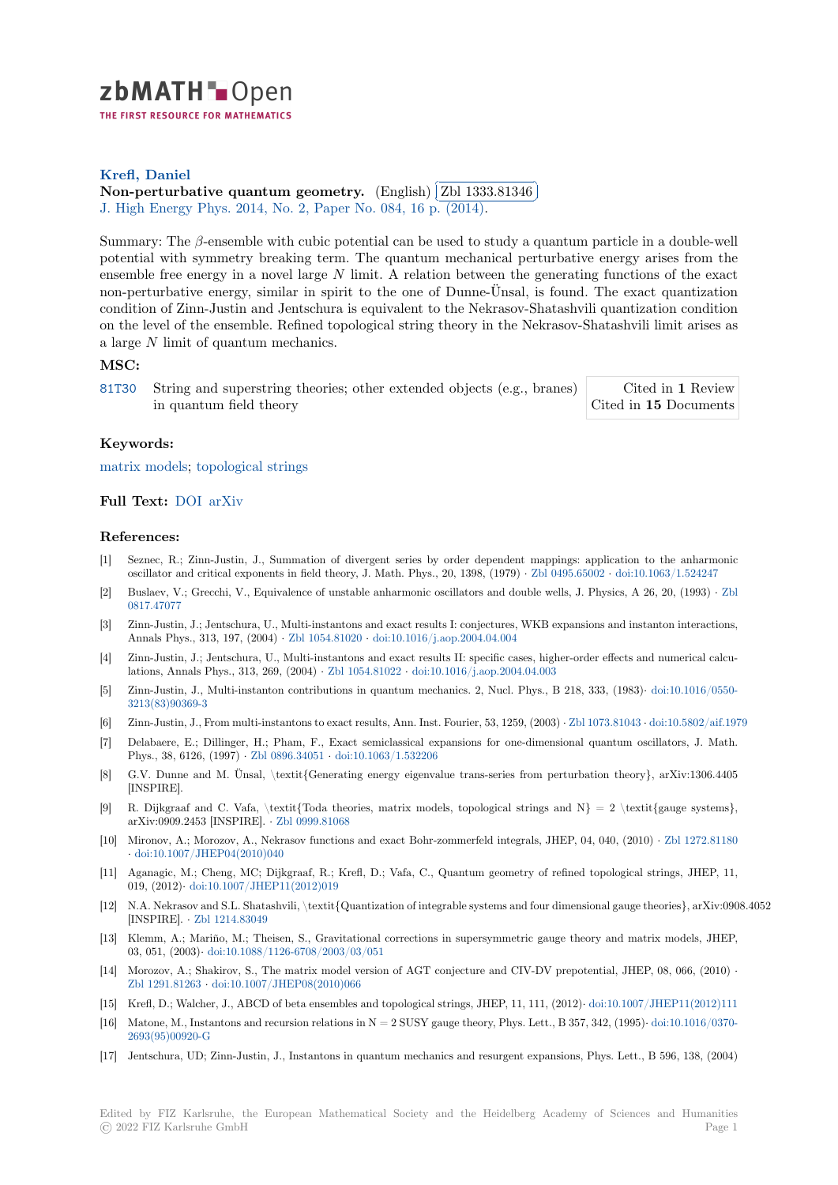**Krefl, Daniel**

**Non-perturbative quantum geometry.** (English) Zbl 1333.81346

J. High Energy Phys. 2014, No. 2, Paper No. 084, 16 p. (2014).

Summary: The $\beta$-ensemble with cubic potential can be used to study a quantum particle in a double-well potential with symmetry breaking term. The quantum mechanical perturbative energy arises from the ensemble free energy in a novel large $N$ limit. A relation between the generating functions of the exact non-perturbative energy, similar in spirit to the one of Dunne-Ünsal, is found. The exact quantization condition of Zinn-Justin and Jentschura is equivalent to the Nekrasov-Shatashvili quantization condition on the level of the ensemble. Refined topological string theory in the Nekrasov-Shatashvili limit arises as a large $N$ limit of quantum mechanics.

### MSC:

81T30 String and superstring theories; other extended objects (e.g., branes) in quantum field theory

Cited in **1** Review
Cited in **15** Documents

### Keywords:

matrix models; topological strings

### Full Text:

DOI arXiv

### References:

[1] Seznec, R.; Zinn-Justin, J., Summation of divergent series by order dependent mappings: application to the anharmonic oscillator and critical exponents in field theory, J. Math. Phys., 20, 1398, (1979) · Zbl 0495.65002 · doi:10.1063/1.524247

[2] Buslaev, V.; Grecchi, V., Equivalence of unstable anharmonic oscillators and double wells, J. Physics, A 26, 20, (1993) · Zbl 0817.47077

[3] Zinn-Justin, J.; Jentschura, U., Multi-instantons and exact results I: conjectures, WKB expansions and instanton interactions, Annals Phys., 313, 197, (2004) · Zbl 1054.81020 · doi:10.1016/j.aop.2004.04.004

[4] Zinn-Justin, J.; Jentschura, U., Multi-instantons and exact results II: specific cases, higher-order effects and numerical calculations, Annals Phys., 313, 269, (2004) · Zbl 1054.81022 · doi:10.1016/j.aop.2004.04.003

[5] Zinn-Justin, J., Multi-instanton contributions in quantum mechanics. 2, Nucl. Phys., B 218, 333, (1983)· doi:10.1016/0550-3213(83)90369-3

[6] Zinn-Justin, J., From multi-instantons to exact results, Ann. Inst. Fourier, 53, 1259, (2003) · Zbl 1073.81043 · doi:10.5802/aif.1979

[7] Delabaere, E.; Dillinger, H.; Pham, F., Exact semiclassical expansions for one-dimensional quantum oscillators, J. Math. Phys., 38, 6126, (1997) · Zbl 0896.34051 · doi:10.1063/1.532206

[8] G.V. Dunne and M. Ünsal, \textit{Generating energy eigenvalue trans-series from perturbation theory}, arXiv:1306.4405 [INSPIRE].

[9] R. Dijkgraaf and C. Vafa, \textit{Toda theories, matrix models, topological strings and N} = 2 \textit{gauge systems}, arXiv:0909.2453 [INSPIRE]. · Zbl 0999.81068

[10] Mironov, A.; Morozov, A., Nekrasov functions and exact Bohr-zommerfeld integrals, JHEP, 04, 040, (2010) · Zbl 1272.81180 · doi:10.1007/JHEP04(2010)040

[11] Aganagic, M.; Cheng, MC; Dijkgraaf, R.; Krefl, D.; Vafa, C., Quantum geometry of refined topological strings, JHEP, 11, 019, (2012)· doi:10.1007/JHEP11(2012)019

[12] N.A. Nekrasov and S.L. Shatashvili, \textit{Quantization of integrable systems and four dimensional gauge theories}, arXiv:0908.4052 [INSPIRE]. · Zbl 1214.83049

[13] Klemm, A.; Mariño, M.; Theisen, S., Gravitational corrections in supersymmetric gauge theory and matrix models, JHEP, 03, 051, (2003)· doi:10.1088/1126-6708/2003/03/051

[14] Morozov, A.; Shakirov, S., The matrix model version of AGT conjecture and CIV-DV prepotential, JHEP, 08, 066, (2010) · Zbl 1291.81263 · doi:10.1007/JHEP08(2010)066

[15] Krefl, D.; Walcher, J., ABCD of beta ensembles and topological strings, JHEP, 11, 111, (2012)· doi:10.1007/JHEP11(2012)111

[16] Matone, M., Instantons and recursion relations in N = 2 SUSY gauge theory, Phys. Lett., B 357, 342, (1995)· doi:10.1016/0370-2693(95)00920-G

[17] Jentschura, UD; Zinn-Justin, J., Instantons in quantum mechanics and resurgent expansions, Phys. Lett., B 596, 138, (2004)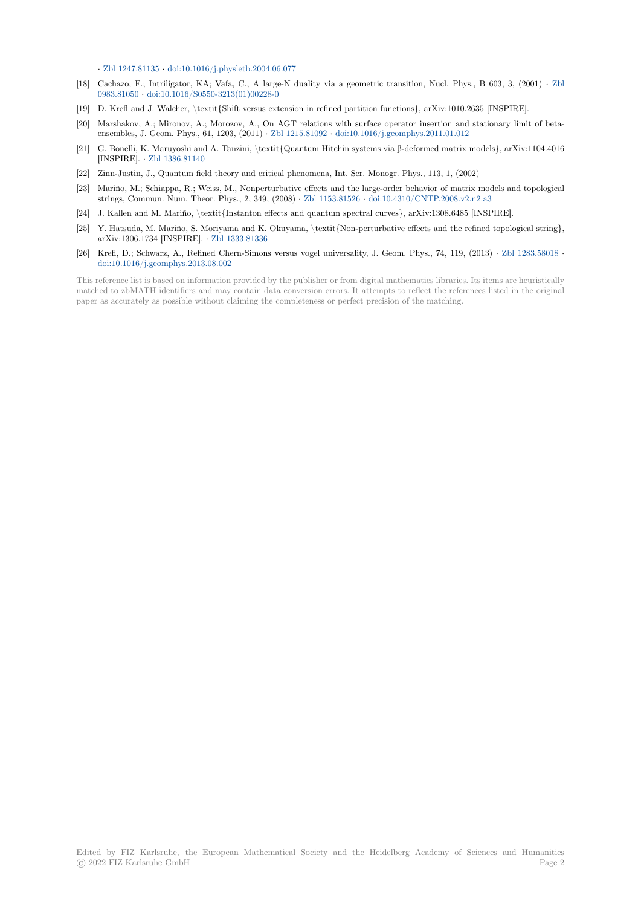· Zbl 1247.81135 · doi:10.1016/j.physletb.2004.06.077

[18] Cachazo, F.; Intriligator, KA; Vafa, C., A large-N duality via a geometric transition, Nucl. Phys., B 603, 3, (2001) · Zbl 0983.81050 · doi:10.1016/S0550-3213(01)00228-0

[19] D. Krefl and J. Walcher, \textit{Shift versus extension in refined partition functions}, arXiv:1010.2635 [INSPIRE].

[20] Marshakov, A.; Mironov, A.; Morozov, A., On AGT relations with surface operator insertion and stationary limit of beta-ensembles, J. Geom. Phys., 61, 1203, (2011) · Zbl 1215.81092 · doi:10.1016/j.geomphys.2011.01.012

[21] G. Bonelli, K. Maruyoshi and A. Tanzini, \textit{Quantum Hitchin systems via β-deformed matrix models}, arXiv:1104.4016 [INSPIRE]. · Zbl 1386.81140

[22] Zinn-Justin, J., Quantum field theory and critical phenomena, Int. Ser. Monogr. Phys., 113, 1, (2002)

[23] Mariño, M.; Schiappa, R.; Weiss, M., Nonperturbative effects and the large-order behavior of matrix models and topological strings, Commun. Num. Theor. Phys., 2, 349, (2008) · Zbl 1153.81526 · doi:10.4310/CNTP.2008.v2.n2.a3

[24] J. Kallen and M. Mariño, \textit{Instanton effects and quantum spectral curves}, arXiv:1308.6485 [INSPIRE].

[25] Y. Hatsuda, M. Mariño, S. Moriyama and K. Okuyama, \textit{Non-perturbative effects and the refined topological string}, arXiv:1306.1734 [INSPIRE]. · Zbl 1333.81336

[26] Krefl, D.; Schwarz, A., Refined Chern-Simons versus vogel universality, J. Geom. Phys., 74, 119, (2013) · Zbl 1283.58018 · doi:10.1016/j.geomphys.2013.08.002

This reference list is based on information provided by the publisher or from digital mathematics libraries. Its items are heuristically matched to zbMATH identifiers and may contain data conversion errors. It attempts to reflect the references listed in the original paper as accurately as possible without claiming the completeness or perfect precision of the matching.